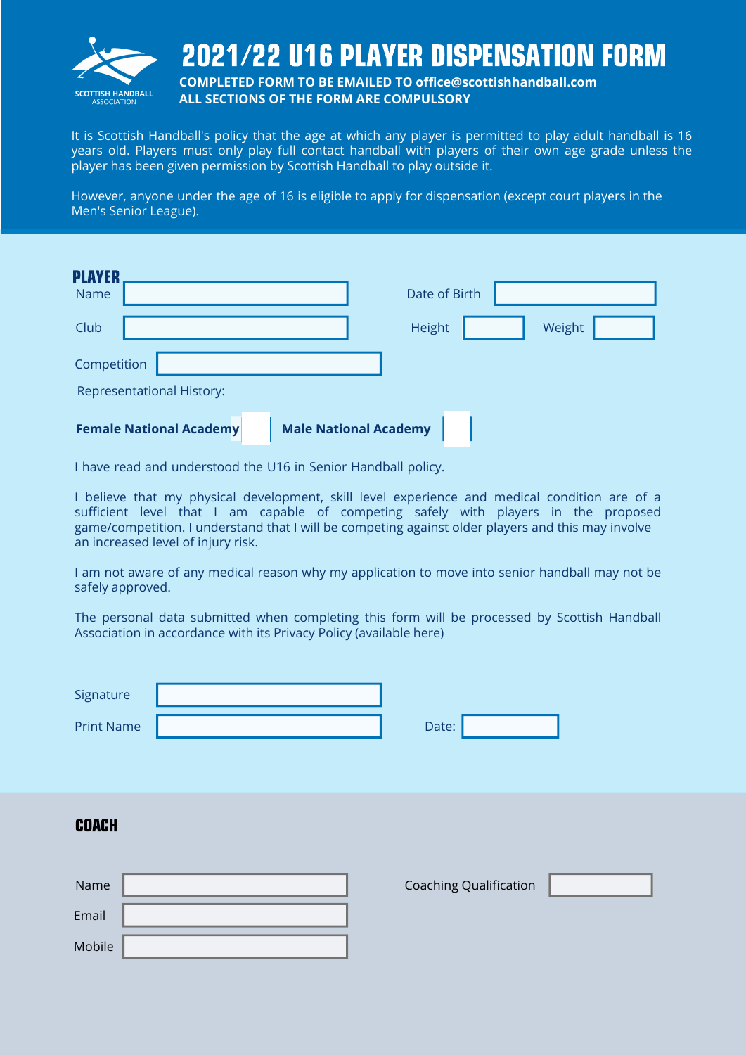SCOTTISH HANDBALL ASSOCIATION

# 2021/22 U16 PLAYER DISPENSATION FORM

**COMPLETED FORM TO BE EMAILED TO office@scottishhandball.com**
**ALL SECTIONS OF THE FORM ARE COMPULSORY**

It is Scottish Handball's policy that the age at which any player is permitted to play adult handball is 16 years old. Players must only play full contact handball with players of their own age grade unless the player has been given permission by Scottish Handball to play outside it.

However, anyone under the age of 16 is eligible to apply for dispensation (except court players in the Men's Senior League).

## PLAYER

Name: \_\_\_\_\_\_\_\_\_\_ Date of Birth: \_\_\_\_\_\_\_\_\_\_

Club: \_\_\_\_\_\_\_\_\_\_ Height: \_\_\_\_\_ Weight: \_\_\_\_\_

Competition: \_\_\_\_\_\_\_\_\_\_

Representational History:

**Female National Academy** ☐ **Male National Academy** ☐

I have read and understood the U16 in Senior Handball policy.

I believe that my physical development, skill level experience and medical condition are of a sufficient level that I am capable of competing safely with players in the proposed game/competition. I understand that I will be competing against older players and this may involve an increased level of injury risk.

I am not aware of any medical reason why my application to move into senior handball may not be safely approved.

The personal data submitted when completing this form will be processed by Scottish Handball Association in accordance with its Privacy Policy (available here)

Signature: \_\_\_\_\_\_\_\_\_\_

Print Name: \_\_\_\_\_\_\_\_\_\_ Date: \_\_\_\_\_\_\_\_\_\_

## COACH

Name: \_\_\_\_\_\_\_\_\_\_ Coaching Qualification: \_\_\_\_\_\_\_\_\_\_

Email: \_\_\_\_\_\_\_\_\_\_

Mobile: \_\_\_\_\_\_\_\_\_\_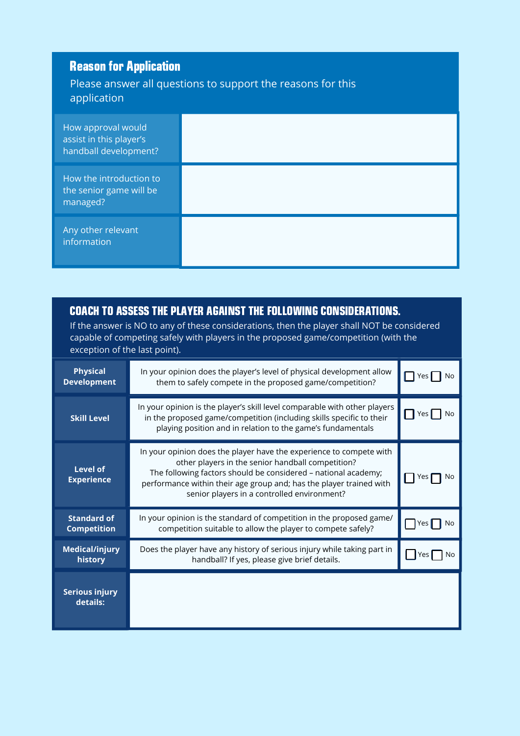## Reason for Application

Please answer all questions to support the reasons for this application

| | |
|---|---|
| How approval would assist in this player's handball development? | |
| How the introduction to the senior game will be managed? | |
| Any other relevant information | |

## COACH TO ASSESS THE PLAYER AGAINST THE FOLLOWING CONSIDERATIONS.

If the answer is NO to any of these considerations, then the player shall NOT be considered capable of competing safely with players in the proposed game/competition (with the exception of the last point).

| | | |
|---|---|---|
| **Physical Development** | In your opinion does the player's level of physical development allow them to safely compete in the proposed game/competition? | ☐ Yes ☐ No |
| **Skill Level** | In your opinion is the player's skill level comparable with other players in the proposed game/competition (including skills specific to their playing position and in relation to the game's fundamentals | ☐ Yes ☐ No |
| **Level of Experience** | In your opinion does the player have the experience to compete with other players in the senior handball competition?<br>The following factors should be considered – national academy; performance within their age group and; has the player trained with senior players in a controlled environment? | ☐ Yes ☐ No |
| **Standard of Competition** | In your opinion is the standard of competition in the proposed game/ competition suitable to allow the player to compete safely? | ☐ Yes ☐ No |
| **Medical/injury history** | Does the player have any history of serious injury while taking part in handball? If yes, please give brief details. | ☐ Yes ☐ No |
| **Serious injury details:** | | |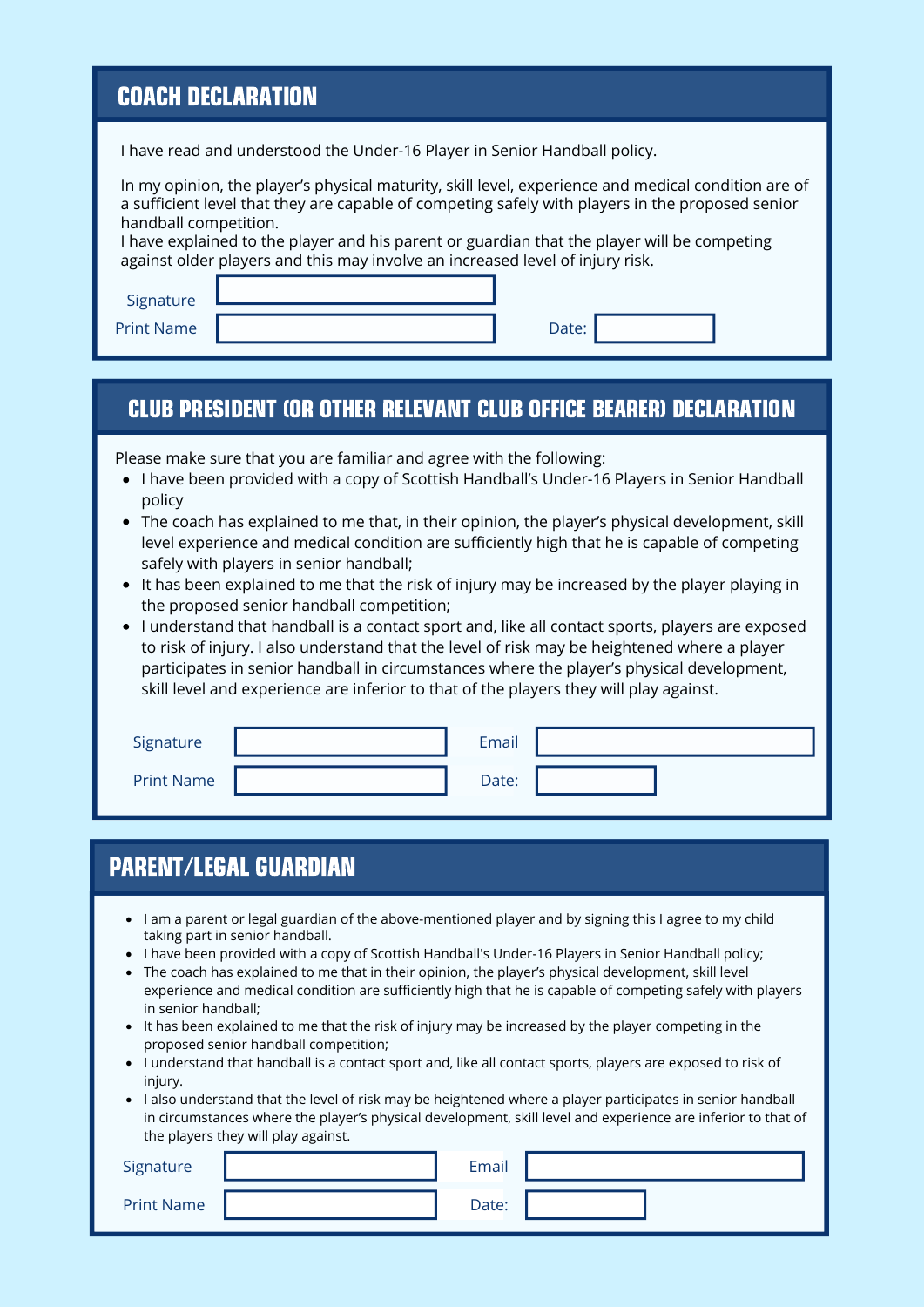## COACH DECLARATION

I have read and understood the Under-16 Player in Senior Handball policy.

In my opinion, the player's physical maturity, skill level, experience and medical condition are of a sufficient level that they are capable of competing safely with players in the proposed senior handball competition.
I have explained to the player and his parent or guardian that the player will be competing against older players and this may involve an increased level of injury risk.

Signature

Print Name　　　　　　　　　　Date:

## CLUB PRESIDENT (OR OTHER RELEVANT CLUB OFFICE BEARER) DECLARATION

Please make sure that you are familiar and agree with the following:

- I have been provided with a copy of Scottish Handball's Under-16 Players in Senior Handball policy
- The coach has explained to me that, in their opinion, the player's physical development, skill level experience and medical condition are sufficiently high that he is capable of competing safely with players in senior handball;
- It has been explained to me that the risk of injury may be increased by the player playing in the proposed senior handball competition;
- I understand that handball is a contact sport and, like all contact sports, players are exposed to risk of injury. I also understand that the level of risk may be heightened where a player participates in senior handball in circumstances where the player's physical development, skill level and experience are inferior to that of the players they will play against.

Signature　　　　　　　　　　Email

Print Name　　　　　　　　　　Date:

## PARENT/LEGAL GUARDIAN

- I am a parent or legal guardian of the above-mentioned player and by signing this I agree to my child taking part in senior handball.
- I have been provided with a copy of Scottish Handball's Under-16 Players in Senior Handball policy;
- The coach has explained to me that in their opinion, the player's physical development, skill level experience and medical condition are sufficiently high that he is capable of competing safely with players in senior handball;
- It has been explained to me that the risk of injury may be increased by the player competing in the proposed senior handball competition;
- I understand that handball is a contact sport and, like all contact sports, players are exposed to risk of injury.
- I also understand that the level of risk may be heightened where a player participates in senior handball in circumstances where the player's physical development, skill level and experience are inferior to that of the players they will play against.

Signature　　　　　　　　　　Email

Print Name　　　　　　　　　　Date: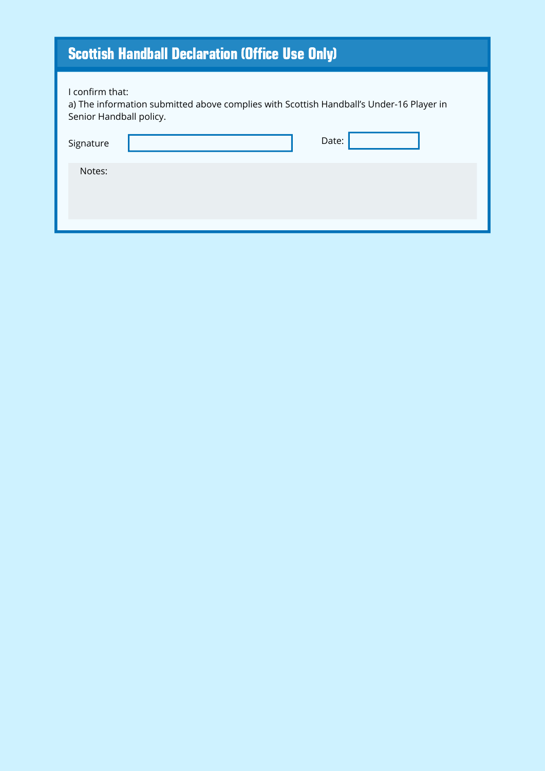## Scottish Handball Declaration (Office Use Only)

I confirm that:

a) The information submitted above complies with Scottish Handball's Under-16 Player in Senior Handball policy.

Signature ____________________ Date: __________

Notes: